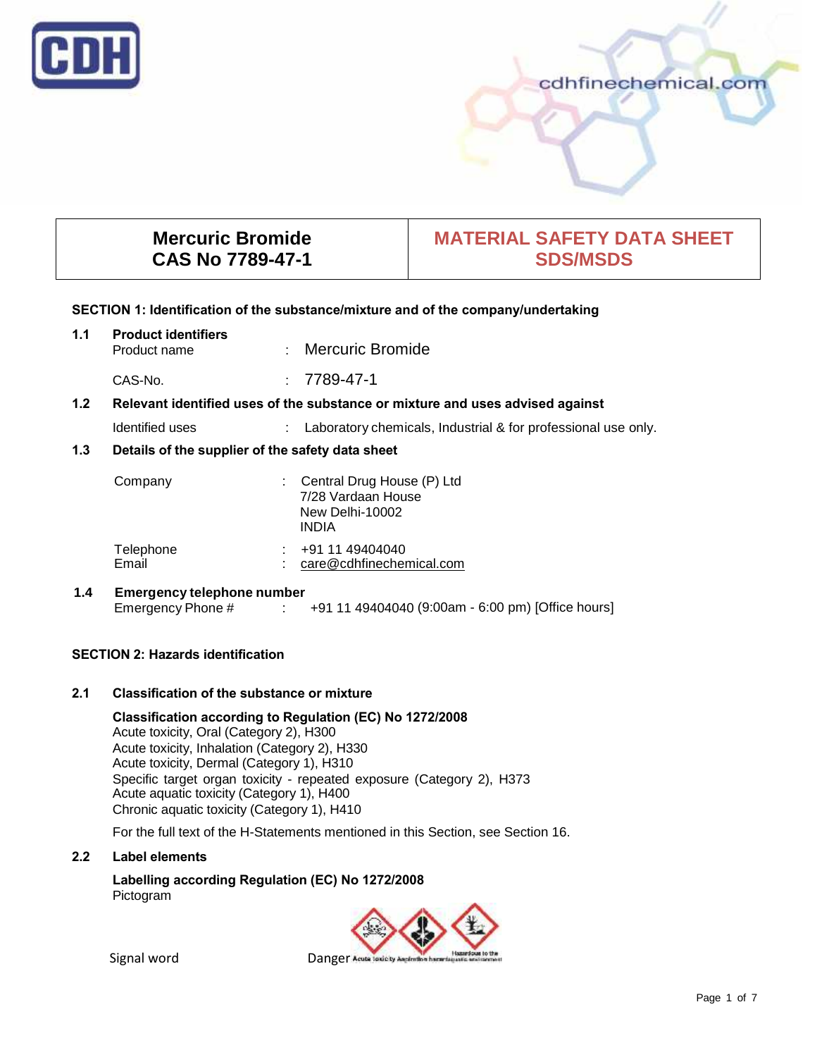CDH

cdhfinechemical.com

| Mercuric Bromide<br>CAS No 7789-47-1 | MATERIAL SAFETY DATA SHEET<br>SDS/MSDS |
|---|---|

## SECTION 1: Identification of the substance/mixture and of the company/undertaking

### 1.1 Product identifiers

Product name : Mercuric Bromide

CAS-No. : 7789-47-1

### 1.2 Relevant identified uses of the substance or mixture and uses advised against

Identified uses : Laboratory chemicals, Industrial & for professional use only.

### 1.3 Details of the supplier of the safety data sheet

Company : Central Drug House (P) Ltd
7/28 Vardaan House
New Delhi-10002
INDIA

Telephone : +91 11 49404040
Email : care@cdhfinechemical.com

### 1.4 Emergency telephone number

Emergency Phone # : +91 11 49404040 (9:00am - 6:00 pm) [Office hours]

## SECTION 2: Hazards identification

### 2.1 Classification of the substance or mixture

**Classification according to Regulation (EC) No 1272/2008**
Acute toxicity, Oral (Category 2), H300
Acute toxicity, Inhalation (Category 2), H330
Acute toxicity, Dermal (Category 1), H310
Specific target organ toxicity - repeated exposure (Category 2), H373
Acute aquatic toxicity (Category 1), H400
Chronic aquatic toxicity (Category 1), H410

For the full text of the H-Statements mentioned in this Section, see Section 16.

### 2.2 Label elements

**Labelling according Regulation (EC) No 1272/2008**
Pictogram

Signal word Danger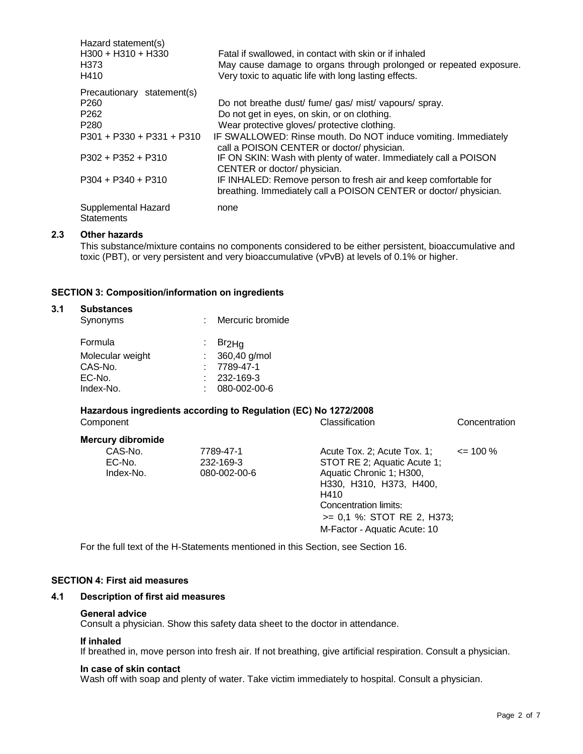| Hazard statement(s) | |
|---|---|
| H300 + H310 + H330 | Fatal if swallowed, in contact with skin or if inhaled |
| H373 | May cause damage to organs through prolonged or repeated exposure. |
| H410 | Very toxic to aquatic life with long lasting effects. |

| Precautionary statement(s) | |
|---|---|
| P260 | Do not breathe dust/ fume/ gas/ mist/ vapours/ spray. |
| P262 | Do not get in eyes, on skin, or on clothing. |
| P280 | Wear protective gloves/ protective clothing. |
| P301 + P330 + P331 + P310 | IF SWALLOWED: Rinse mouth. Do NOT induce vomiting. Immediately call a POISON CENTER or doctor/ physician. |
| P302 + P352 + P310 | IF ON SKIN: Wash with plenty of water. Immediately call a POISON CENTER or doctor/ physician. |
| P304 + P340 + P310 | IF INHALED: Remove person to fresh air and keep comfortable for breathing. Immediately call a POISON CENTER or doctor/ physician. |

Supplemental Hazard Statements: none

## 2.3 Other hazards

This substance/mixture contains no components considered to be either persistent, bioaccumulative and toxic (PBT), or very persistent and very bioaccumulative (vPvB) at levels of 0.1% or higher.

## SECTION 3: Composition/information on ingredients

### 3.1 Substances

| | | |
|---|---|---|
| Synonyms | : | Mercuric bromide |
| Formula | : | $Br_2Hg$ |
| Molecular weight | : | 360,40 g/mol |
| CAS-No. | : | 7789-47-1 |
| EC-No. | : | 232-169-3 |
| Index-No. | : | 080-002-00-6 |

**Hazardous ingredients according to Regulation (EC) No 1272/2008**

| Component | | Classification | Concentration |
|---|---|---|---|
| **Mercury dibromide** | | | |
| CAS-No.<br>EC-No.<br>Index-No. | 7789-47-1<br>232-169-3<br>080-002-00-6 | Acute Tox. 2; Acute Tox. 1; STOT RE 2; Aquatic Acute 1; Aquatic Chronic 1; H300, H330, H310, H373, H400, H410<br>Concentration limits:<br>>= 0,1 %: STOT RE 2, H373;<br>M-Factor - Aquatic Acute: 10 | <= 100 % |

For the full text of the H-Statements mentioned in this Section, see Section 16.

## SECTION 4: First aid measures

### 4.1 Description of first aid measures

**General advice**

Consult a physician. Show this safety data sheet to the doctor in attendance.

**If inhaled**

If breathed in, move person into fresh air. If not breathing, give artificial respiration. Consult a physician.

**In case of skin contact**

Wash off with soap and plenty of water. Take victim immediately to hospital. Consult a physician.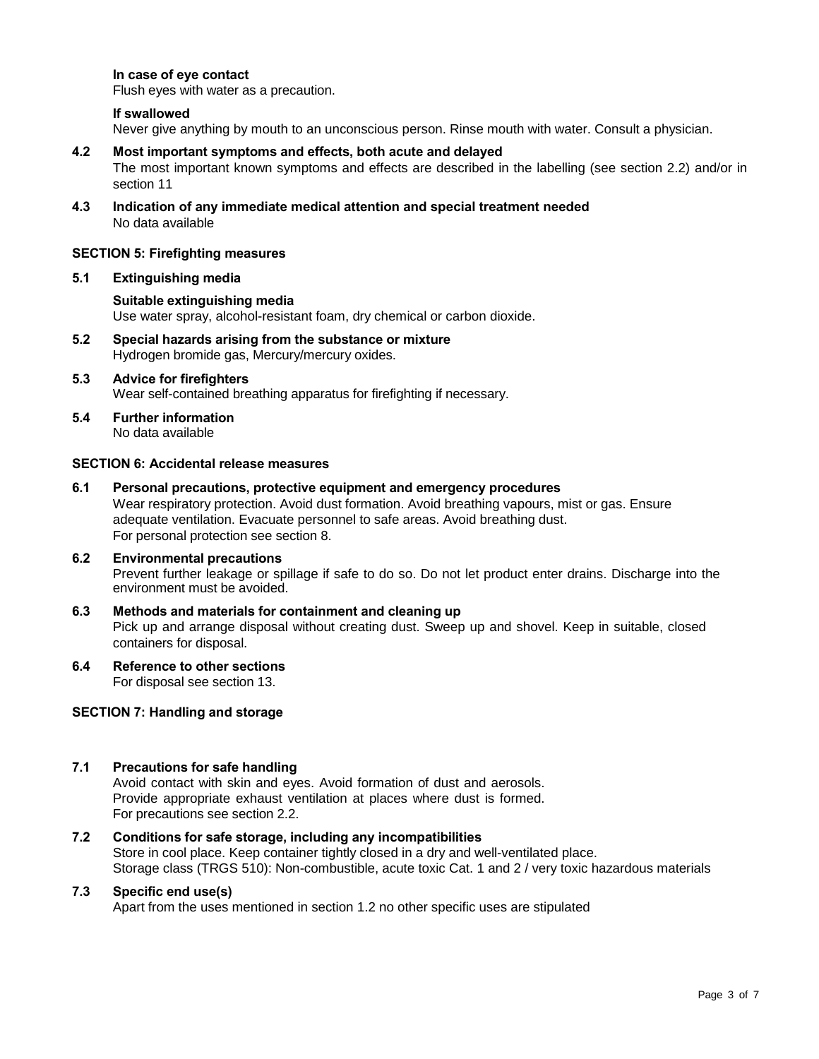**In case of eye contact**

Flush eyes with water as a precaution.

**If swallowed**

Never give anything by mouth to an unconscious person. Rinse mouth with water. Consult a physician.

**4.2 Most important symptoms and effects, both acute and delayed**

The most important known symptoms and effects are described in the labelling (see section 2.2) and/or in section 11

**4.3 Indication of any immediate medical attention and special treatment needed**

No data available

## SECTION 5: Firefighting measures

**5.1 Extinguishing media**

**Suitable extinguishing media**

Use water spray, alcohol-resistant foam, dry chemical or carbon dioxide.

**5.2 Special hazards arising from the substance or mixture**

Hydrogen bromide gas, Mercury/mercury oxides.

**5.3 Advice for firefighters**

Wear self-contained breathing apparatus for firefighting if necessary.

**5.4 Further information**

No data available

## SECTION 6: Accidental release measures

**6.1 Personal precautions, protective equipment and emergency procedures**

Wear respiratory protection. Avoid dust formation. Avoid breathing vapours, mist or gas. Ensure adequate ventilation. Evacuate personnel to safe areas. Avoid breathing dust.
For personal protection see section 8.

**6.2 Environmental precautions**

Prevent further leakage or spillage if safe to do so. Do not let product enter drains. Discharge into the environment must be avoided.

**6.3 Methods and materials for containment and cleaning up**

Pick up and arrange disposal without creating dust. Sweep up and shovel. Keep in suitable, closed containers for disposal.

**6.4 Reference to other sections**

For disposal see section 13.

## SECTION 7: Handling and storage

**7.1 Precautions for safe handling**

Avoid contact with skin and eyes. Avoid formation of dust and aerosols.
Provide appropriate exhaust ventilation at places where dust is formed.
For precautions see section 2.2.

**7.2 Conditions for safe storage, including any incompatibilities**

Store in cool place. Keep container tightly closed in a dry and well-ventilated place.
Storage class (TRGS 510): Non-combustible, acute toxic Cat. 1 and 2 / very toxic hazardous materials

**7.3 Specific end use(s)**

Apart from the uses mentioned in section 1.2 no other specific uses are stipulated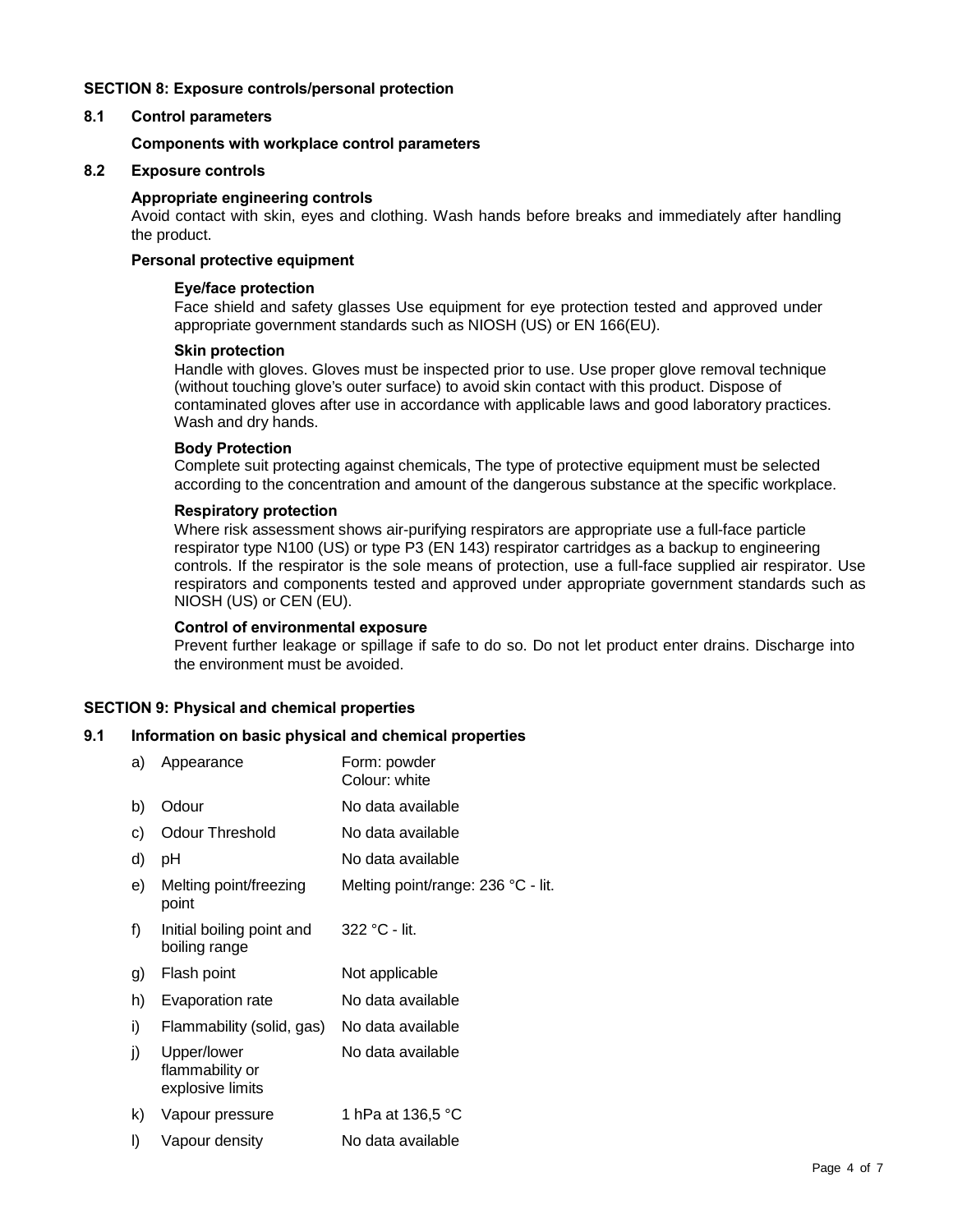## SECTION 8: Exposure controls/personal protection

### 8.1 Control parameters

**Components with workplace control parameters**

### 8.2 Exposure controls

**Appropriate engineering controls**

Avoid contact with skin, eyes and clothing. Wash hands before breaks and immediately after handling the product.

**Personal protective equipment**

**Eye/face protection**

Face shield and safety glasses Use equipment for eye protection tested and approved under appropriate government standards such as NIOSH (US) or EN 166(EU).

**Skin protection**

Handle with gloves. Gloves must be inspected prior to use. Use proper glove removal technique (without touching glove's outer surface) to avoid skin contact with this product. Dispose of contaminated gloves after use in accordance with applicable laws and good laboratory practices. Wash and dry hands.

**Body Protection**

Complete suit protecting against chemicals, The type of protective equipment must be selected according to the concentration and amount of the dangerous substance at the specific workplace.

**Respiratory protection**

Where risk assessment shows air-purifying respirators are appropriate use a full-face particle respirator type N100 (US) or type P3 (EN 143) respirator cartridges as a backup to engineering controls. If the respirator is the sole means of protection, use a full-face supplied air respirator. Use respirators and components tested and approved under appropriate government standards such as NIOSH (US) or CEN (EU).

**Control of environmental exposure**

Prevent further leakage or spillage if safe to do so. Do not let product enter drains. Discharge into the environment must be avoided.

## SECTION 9: Physical and chemical properties

### 9.1 Information on basic physical and chemical properties

| | | |
|---|---|---|
| a) | Appearance | Form: powder<br>Colour: white |
| b) | Odour | No data available |
| c) | Odour Threshold | No data available |
| d) | pH | No data available |
| e) | Melting point/freezing point | Melting point/range: 236 °C - lit. |
| f) | Initial boiling point and boiling range | 322 °C - lit. |
| g) | Flash point | Not applicable |
| h) | Evaporation rate | No data available |
| i) | Flammability (solid, gas) | No data available |
| j) | Upper/lower flammability or explosive limits | No data available |
| k) | Vapour pressure | 1 hPa at 136,5 °C |
| l) | Vapour density | No data available |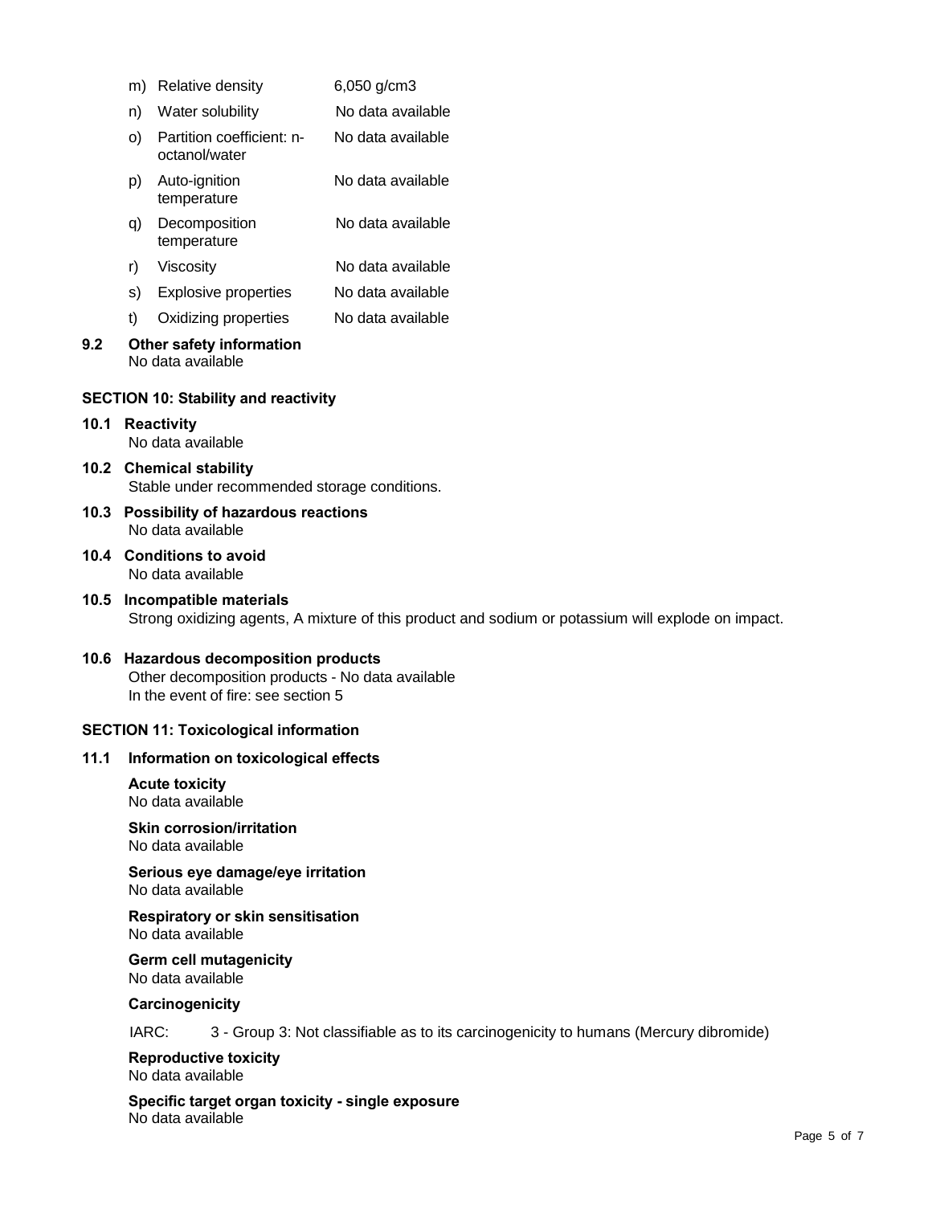| | | |
|---|---|---|
| m) | Relative density | 6,050 g/cm3 |
| n) | Water solubility | No data available |
| o) | Partition coefficient: n-octanol/water | No data available |
| p) | Auto-ignition temperature | No data available |
| q) | Decomposition temperature | No data available |
| r) | Viscosity | No data available |
| s) | Explosive properties | No data available |
| t) | Oxidizing properties | No data available |

**9.2 Other safety information**

No data available

## SECTION 10: Stability and reactivity

**10.1 Reactivity**

No data available

**10.2 Chemical stability**

Stable under recommended storage conditions.

**10.3 Possibility of hazardous reactions**

No data available

**10.4 Conditions to avoid**

No data available

**10.5 Incompatible materials**

Strong oxidizing agents, A mixture of this product and sodium or potassium will explode on impact.

**10.6 Hazardous decomposition products**

Other decomposition products - No data available
In the event of fire: see section 5

## SECTION 11: Toxicological information

**11.1 Information on toxicological effects**

**Acute toxicity**
No data available

**Skin corrosion/irritation**
No data available

**Serious eye damage/eye irritation**
No data available

**Respiratory or skin sensitisation**
No data available

**Germ cell mutagenicity**
No data available

**Carcinogenicity**

IARC: 3 - Group 3: Not classifiable as to its carcinogenicity to humans (Mercury dibromide)

**Reproductive toxicity**
No data available

**Specific target organ toxicity - single exposure**
No data available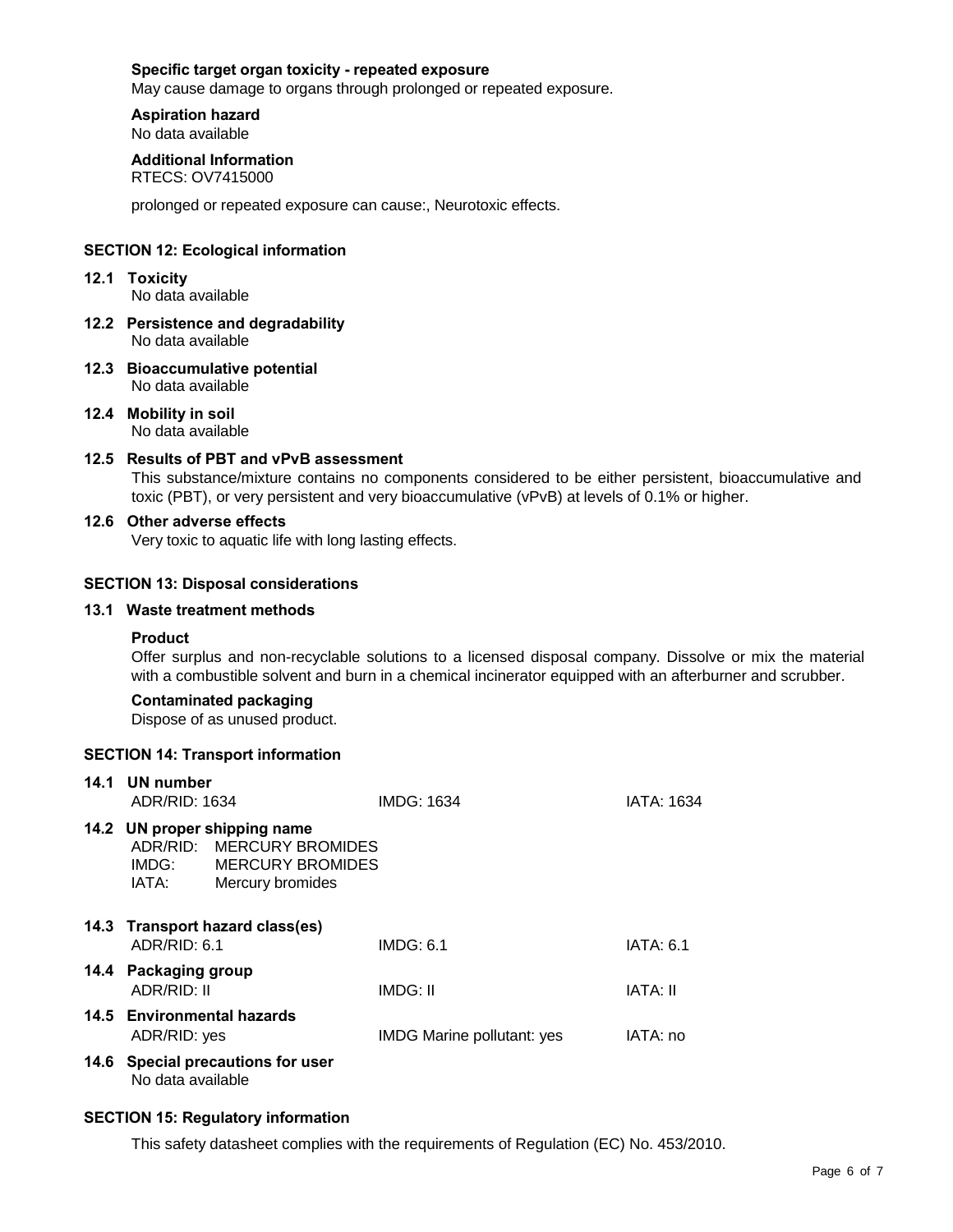**Specific target organ toxicity - repeated exposure**
May cause damage to organs through prolonged or repeated exposure.

**Aspiration hazard**
No data available

**Additional Information**
RTECS: OV7415000

prolonged or repeated exposure can cause:, Neurotoxic effects.

## SECTION 12: Ecological information

### 12.1 Toxicity
No data available

### 12.2 Persistence and degradability
No data available

### 12.3 Bioaccumulative potential
No data available

### 12.4 Mobility in soil
No data available

### 12.5 Results of PBT and vPvB assessment
This substance/mixture contains no components considered to be either persistent, bioaccumulative and toxic (PBT), or very persistent and very bioaccumulative (vPvB) at levels of 0.1% or higher.

### 12.6 Other adverse effects
Very toxic to aquatic life with long lasting effects.

## SECTION 13: Disposal considerations

### 13.1 Waste treatment methods

**Product**
Offer surplus and non-recyclable solutions to a licensed disposal company. Dissolve or mix the material with a combustible solvent and burn in a chemical incinerator equipped with an afterburner and scrubber.

**Contaminated packaging**
Dispose of as unused product.

## SECTION 14: Transport information

### 14.1 UN number

| ADR/RID: 1634 | IMDG: 1634 | IATA: 1634 |
|---|---|---|

### 14.2 UN proper shipping name

| | |
|---|---|
| ADR/RID: | MERCURY BROMIDES |
| IMDG: | MERCURY BROMIDES |
| IATA: | Mercury bromides |

### 14.3 Transport hazard class(es)

| ADR/RID: 6.1 | IMDG: 6.1 | IATA: 6.1 |
|---|---|---|

### 14.4 Packaging group

| ADR/RID: II | IMDG: II | IATA: II |
|---|---|---|

### 14.5 Environmental hazards

| ADR/RID: yes | IMDG Marine pollutant: yes | IATA: no |
|---|---|---|

### 14.6 Special precautions for user
No data available

## SECTION 15: Regulatory information

This safety datasheet complies with the requirements of Regulation (EC) No. 453/2010.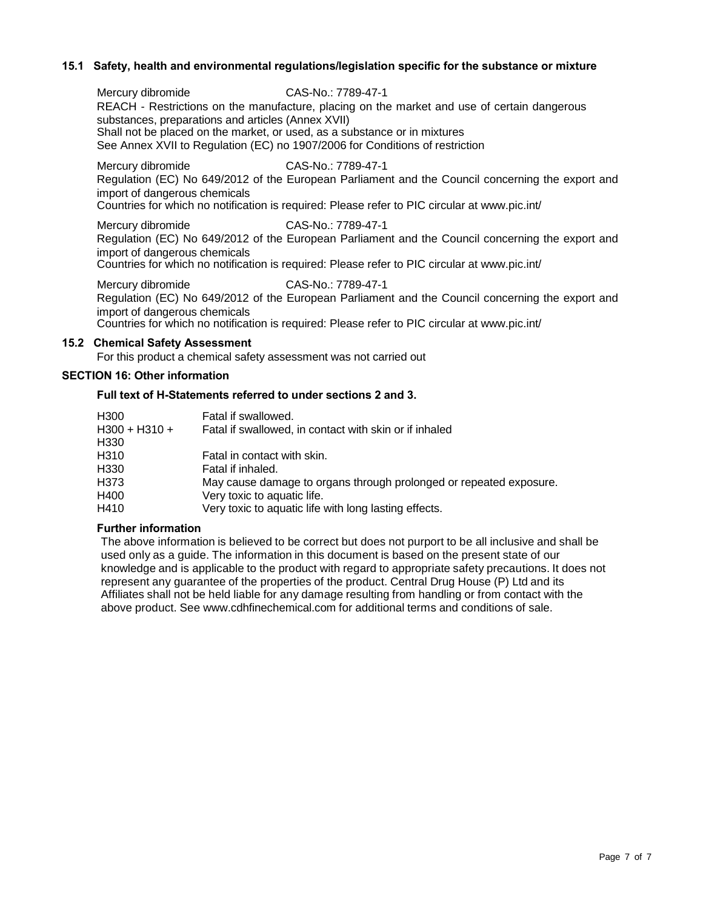### 15.1 Safety, health and environmental regulations/legislation specific for the substance or mixture

Mercury dibromide CAS-No.: 7789-47-1
REACH - Restrictions on the manufacture, placing on the market and use of certain dangerous substances, preparations and articles (Annex XVII)
Shall not be placed on the market, or used, as a substance or in mixtures
See Annex XVII to Regulation (EC) no 1907/2006 for Conditions of restriction

Mercury dibromide CAS-No.: 7789-47-1
Regulation (EC) No 649/2012 of the European Parliament and the Council concerning the export and import of dangerous chemicals
Countries for which no notification is required: Please refer to PIC circular at www.pic.int/

Mercury dibromide CAS-No.: 7789-47-1
Regulation (EC) No 649/2012 of the European Parliament and the Council concerning the export and import of dangerous chemicals
Countries for which no notification is required: Please refer to PIC circular at www.pic.int/

Mercury dibromide CAS-No.: 7789-47-1
Regulation (EC) No 649/2012 of the European Parliament and the Council concerning the export and import of dangerous chemicals
Countries for which no notification is required: Please refer to PIC circular at www.pic.int/

### 15.2 Chemical Safety Assessment

For this product a chemical safety assessment was not carried out

## SECTION 16: Other information

### Full text of H-Statements referred to under sections 2 and 3.

| | |
|---|---|
| H300 | Fatal if swallowed. |
| H300 + H310 + H330 | Fatal if swallowed, in contact with skin or if inhaled |
| H310 | Fatal in contact with skin. |
| H330 | Fatal if inhaled. |
| H373 | May cause damage to organs through prolonged or repeated exposure. |
| H400 | Very toxic to aquatic life. |
| H410 | Very toxic to aquatic life with long lasting effects. |

### Further information

The above information is believed to be correct but does not purport to be all inclusive and shall be used only as a guide. The information in this document is based on the present state of our knowledge and is applicable to the product with regard to appropriate safety precautions. It does not represent any guarantee of the properties of the product. Central Drug House (P) Ltd and its Affiliates shall not be held liable for any damage resulting from handling or from contact with the above product. See www.cdhfinechemical.com for additional terms and conditions of sale.